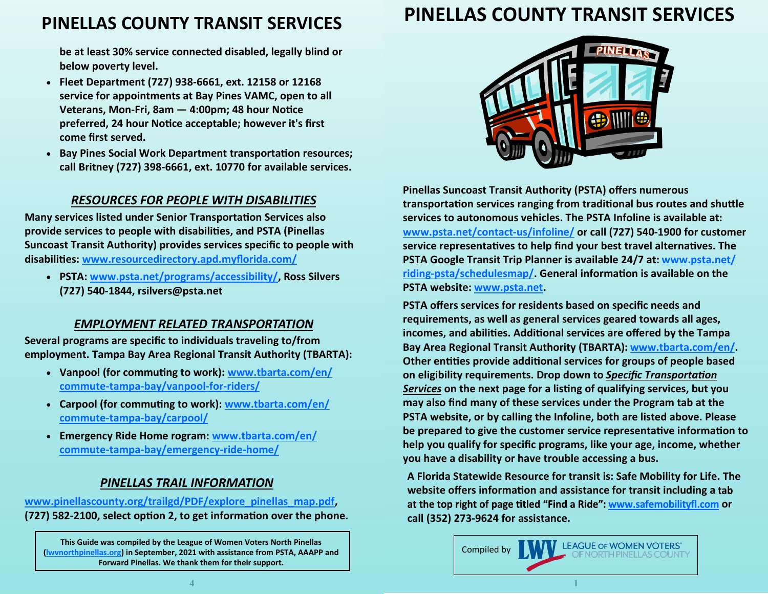// Page 4 (left panel)

# PINELLAS COUNTY TRANSIT SERVICES

be at least 30% service connected disabled, legally blind or below poverty level.

- Fleet Department (727) 938-6661, ext. 12158 or 12168 service for appointments at Bay Pines VAMC, open to all Veterans, Mon-Fri, 8am — 4:00pm; 48 hour Notice preferred, 24 hour Notice acceptable; however it's first come first served.
- Bay Pines Social Work Department transportation resources; call Britney (727) 398-6661, ext. 10770 for available services.

## *RESOURCES FOR PEOPLE WITH DISABILITIES*

Many services listed under Senior Transportation Services also provide services to people with disabilities, and PSTA (Pinellas Suncoast Transit Authority) provides services specific to people with disabilities: www.resourcedirectory.apd.myflorida.com/

- PSTA: www.psta.net/programs/accessibility/, Ross Silvers (727) 540-1844, rsilvers@psta.net

## *EMPLOYMENT RELATED TRANSPORTATION*

Several programs are specific to individuals traveling to/from employment. Tampa Bay Area Regional Transit Authority (TBARTA):

- Vanpool (for commuting to work): www.tbarta.com/en/commute-tampa-bay/vanpool-for-riders/
- Carpool (for commuting to work): www.tbarta.com/en/commute-tampa-bay/carpool/
- Emergency Ride Home rogram: www.tbarta.com/en/commute-tampa-bay/emergency-ride-home/

## *PINELLAS TRAIL INFORMATION*

www.pinellascounty.org/trailgd/PDF/explore_pinellas_map.pdf, (727) 582-2100, select option 2, to get information over the phone.

This Guide was compiled by the League of Women Voters North Pinellas (lwvnorthpinellas.org) in September, 2021 with assistance from PSTA, AAAPP and Forward Pinellas. We thank them for their support.

// Page 1 (right panel)

# PINELLAS COUNTY TRANSIT SERVICES

Pinellas Suncoast Transit Authority (PSTA) offers numerous transportation services ranging from traditional bus routes and shuttle services to autonomous vehicles. The PSTA Infoline is available at: www.psta.net/contact-us/infoline/ or call (727) 540-1900 for customer service representatives to help find your best travel alternatives. The PSTA Google Transit Trip Planner is available 24/7 at: www.psta.net/riding-psta/schedulesmap/. General information is available on the PSTA website: www.psta.net.

PSTA offers services for residents based on specific needs and requirements, as well as general services geared towards all ages, incomes, and abilities. Additional services are offered by the Tampa Bay Area Regional Transit Authority (TBARTA): www.tbarta.com/en/. Other entities provide additional services for groups of people based on eligibility requirements. Drop down to ***Specific Transportation Services*** on the next page for a listing of qualifying services, but you may also find many of these services under the Program tab at the PSTA website, or by calling the Infoline, both are listed above. Please be prepared to give the customer service representative information to help you qualify for specific programs, like your age, income, whether you have a disability or have trouble accessing a bus.

A Florida Statewide Resource for transit is: Safe Mobility for Life. The website offers information and assistance for transit including a tab at the top right of page titled "Find a Ride": www.safemobilityfl.com or call (352) 273-9624 for assistance.

Compiled by LWV LEAGUE OF WOMEN VOTERS® OF NORTH PINELLAS COUNTY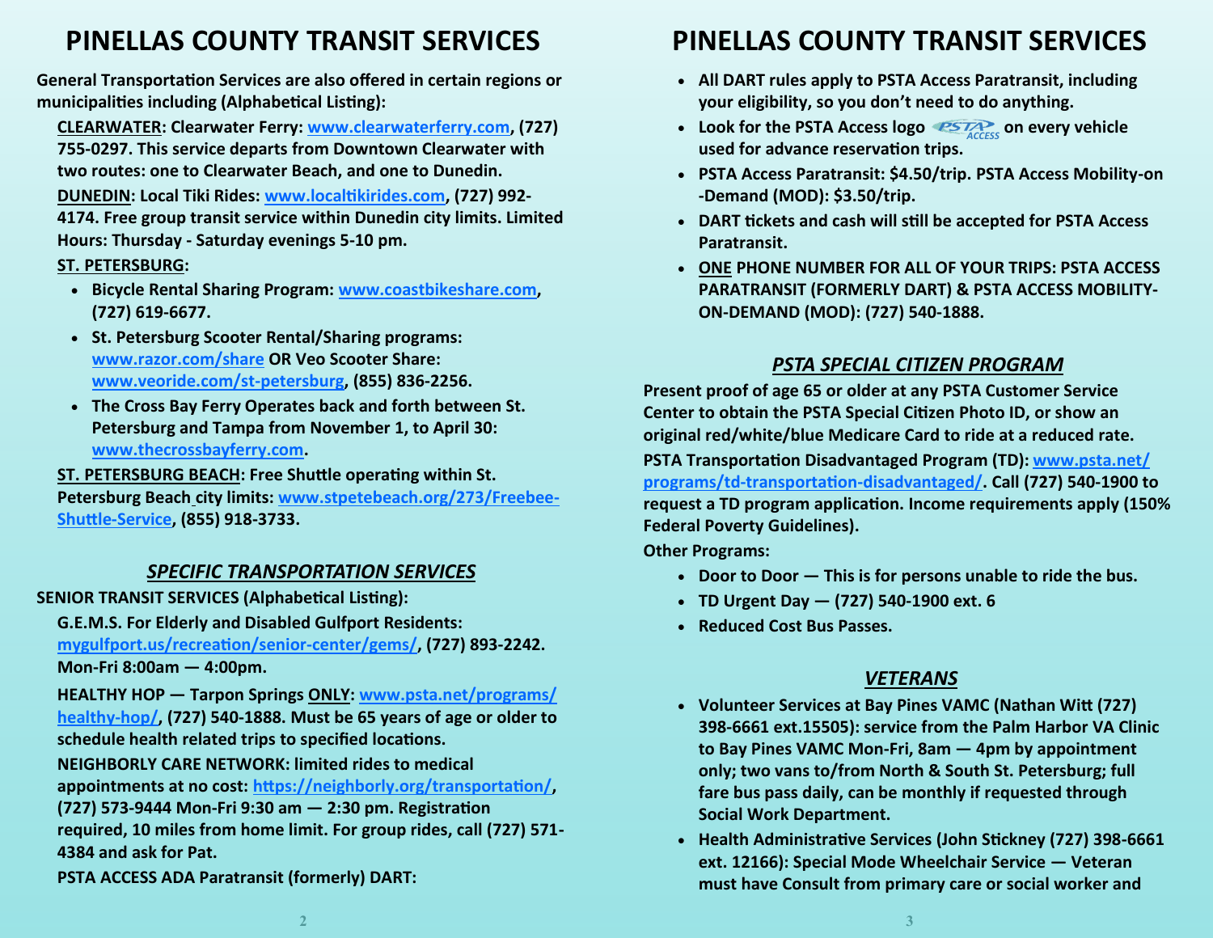# PINELLAS COUNTY TRANSIT SERVICES

**General Transportation Services are also offered in certain regions or municipalities including (Alphabetical Listing):**

**CLEARWATER: Clearwater Ferry: www.clearwaterferry.com, (727) 755-0297. This service departs from Downtown Clearwater with two routes: one to Clearwater Beach, and one to Dunedin.**

**DUNEDIN: Local Tiki Rides: www.localtikirides.com, (727) 992-4174. Free group transit service within Dunedin city limits. Limited Hours: Thursday - Saturday evenings 5-10 pm.**

**ST. PETERSBURG:**

- **Bicycle Rental Sharing Program: www.coastbikeshare.com, (727) 619-6677.**
- **St. Petersburg Scooter Rental/Sharing programs: www.razor.com/share OR Veo Scooter Share: www.veoride.com/st-petersburg, (855) 836-2256.**
- **The Cross Bay Ferry Operates back and forth between St. Petersburg and Tampa from November 1, to April 30: www.thecrossbayferry.com.**

**ST. PETERSBURG BEACH: Free Shuttle operating within St. Petersburg Beach city limits: www.stpetebeach.org/273/Freebee-Shuttle-Service, (855) 918-3733.**

## *SPECIFIC TRANSPORTATION SERVICES*

**SENIOR TRANSIT SERVICES (Alphabetical Listing):**

**G.E.M.S. For Elderly and Disabled Gulfport Residents: mygulfport.us/recreation/senior-center/gems/, (727) 893-2242. Mon-Fri 8:00am — 4:00pm.**

**HEALTHY HOP — Tarpon Springs ONLY: www.psta.net/programs/healthy-hop/, (727) 540-1888. Must be 65 years of age or older to schedule health related trips to specified locations.**

**NEIGHBORLY CARE NETWORK: limited rides to medical appointments at no cost: https://neighborly.org/transportation/, (727) 573-9444 Mon-Fri 9:30 am — 2:30 pm. Registration required, 10 miles from home limit. For group rides, call (727) 571-4384 and ask for Pat.**

**PSTA ACCESS ADA Paratransit (formerly) DART:**

- **All DART rules apply to PSTA Access Paratransit, including your eligibility, so you don't need to do anything.**
- **Look for the PSTA Access logo PSTA ACCESS on every vehicle used for advance reservation trips.**
- **PSTA Access Paratransit: $4.50/trip. PSTA Access Mobility-on-Demand (MOD): $3.50/trip.**
- **DART tickets and cash will still be accepted for PSTA Access Paratransit.**
- **ONE PHONE NUMBER FOR ALL OF YOUR TRIPS: PSTA ACCESS PARATRANSIT (FORMERLY DART) & PSTA ACCESS MOBILITY-ON-DEMAND (MOD): (727) 540-1888.**

## *PSTA SPECIAL CITIZEN PROGRAM*

**Present proof of age 65 or older at any PSTA Customer Service Center to obtain the PSTA Special Citizen Photo ID, or show an original red/white/blue Medicare Card to ride at a reduced rate.**

**PSTA Transportation Disadvantaged Program (TD): www.psta.net/programs/td-transportation-disadvantaged/. Call (727) 540-1900 to request a TD program application. Income requirements apply (150% Federal Poverty Guidelines).**

**Other Programs:**

- **Door to Door — This is for persons unable to ride the bus.**
- **TD Urgent Day — (727) 540-1900 ext. 6**
- **Reduced Cost Bus Passes.**

## *VETERANS*

- **Volunteer Services at Bay Pines VAMC (Nathan Witt (727) 398-6661 ext.15505): service from the Palm Harbor VA Clinic to Bay Pines VAMC Mon-Fri, 8am — 4pm by appointment only; two vans to/from North & South St. Petersburg; full fare bus pass daily, can be monthly if requested through Social Work Department.**
- **Health Administrative Services (John Stickney (727) 398-6661 ext. 12166): Special Mode Wheelchair Service — Veteran must have Consult from primary care or social worker and**